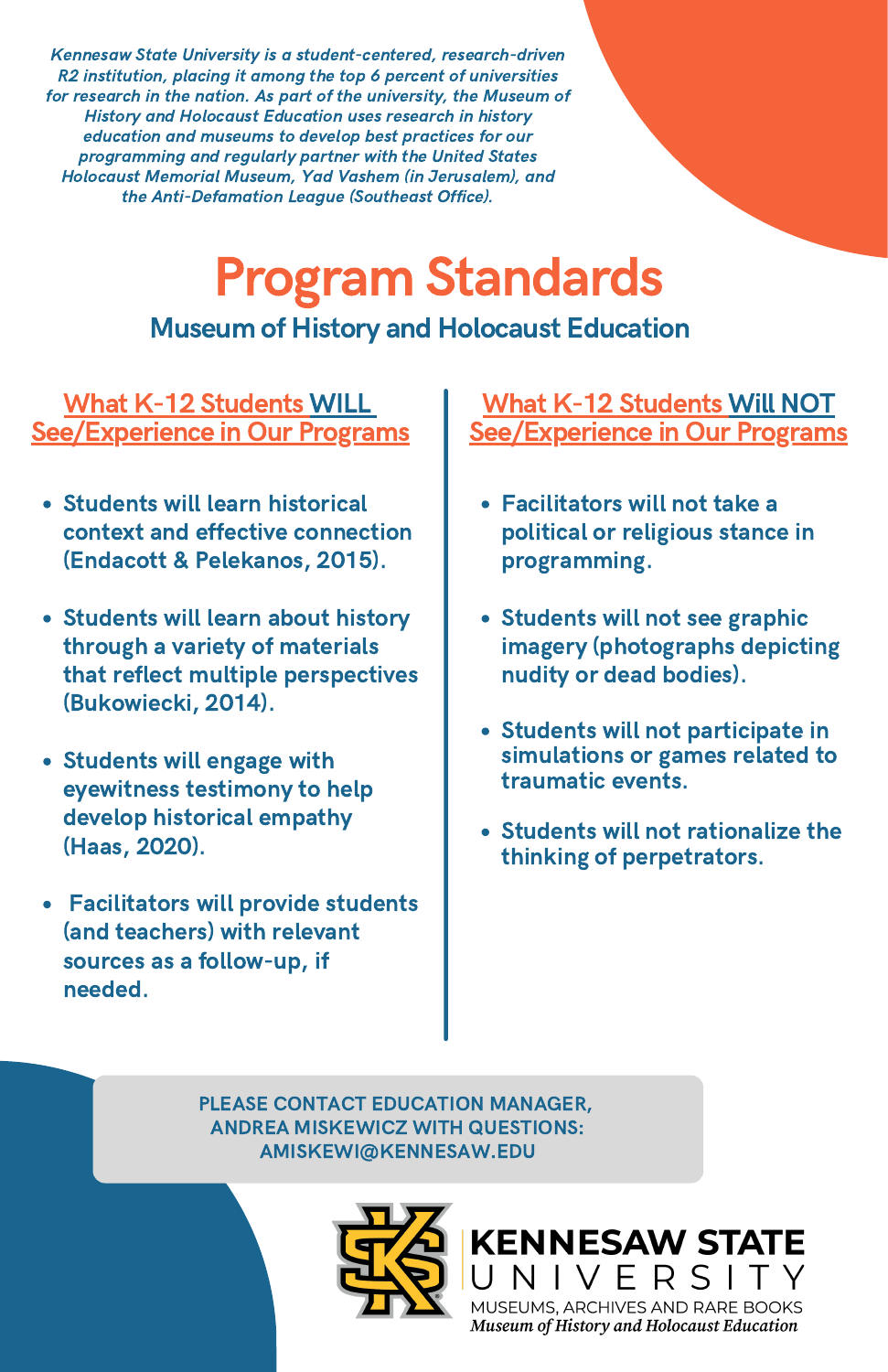*Kennesaw State University is a student-centered, research-driven R2 institution, placing it among the top 6 percent of universities for research in the nation. As part of the university, the Museum of History and Holocaust Education uses research in history education and museums to develop best practices for our programming and regularly partner with the United States Holocaust Memorial Museum, Yad Vashem (in Jerusalem), and the Anti-Defamation League (Southeast Office).*

# Program Standards

## Museum of History and Holocaust Education

### What K-12 Students WILL See/Experience in Our Programs

- Students will learn historical context and effective connection (Endacott & Pelekanos, 2015).
- Students will learn about history through a variety of materials that reflect multiple perspectives (Bukowiecki, 2014).
- Students will engage with eyewitness testimony to help develop historical empathy (Haas, 2020).
- Facilitators will provide students (and teachers) with relevant sources as a follow-up, if needed.

### What K-12 Students Will NOT See/Experience in Our Programs

- Facilitators will not take a political or religious stance in programming.
- Students will not see graphic imagery (photographs depicting nudity or dead bodies).
- Students will not participate in simulations or games related to traumatic events.
- Students will not rationalize the thinking of perpetrators.

**PLEASE CONTACT EDUCATION MANAGER, ANDREA MISKEWICZ WITH QUESTIONS: AMISKEWI@KENNESAW.EDU**

KENNESAW STATE UNIVERSITY
MUSEUMS, ARCHIVES AND RARE BOOKS
*Museum of History and Holocaust Education*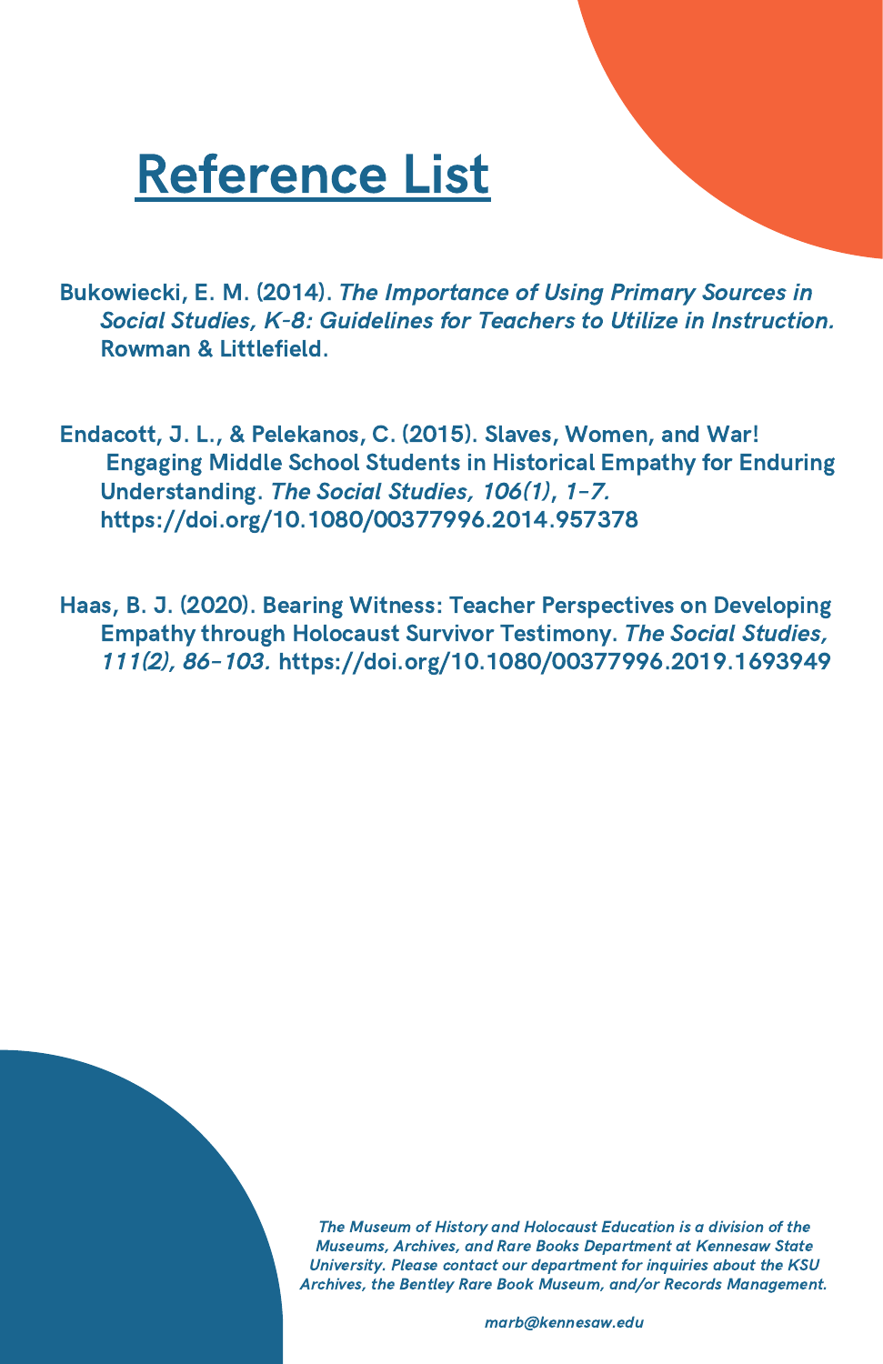# Reference List

Bukowiecki, E. M. (2014). *The Importance of Using Primary Sources in Social Studies, K-8: Guidelines for Teachers to Utilize in Instruction.* Rowman & Littlefield.

Endacott, J. L., & Pelekanos, C. (2015). Slaves, Women, and War! Engaging Middle School Students in Historical Empathy for Enduring Understanding. *The Social Studies, 106(1)*, *1–7.* https://doi.org/10.1080/00377996.2014.957378

Haas, B. J. (2020). Bearing Witness: Teacher Perspectives on Developing Empathy through Holocaust Survivor Testimony. *The Social Studies, 111(2), 86–103.* https://doi.org/10.1080/00377996.2019.1693949

*The Museum of History and Holocaust Education is a division of the Museums, Archives, and Rare Books Department at Kennesaw State University. Please contact our department for inquiries about the KSU Archives, the Bentley Rare Book Museum, and/or Records Management.*

*marb@kennesaw.edu*